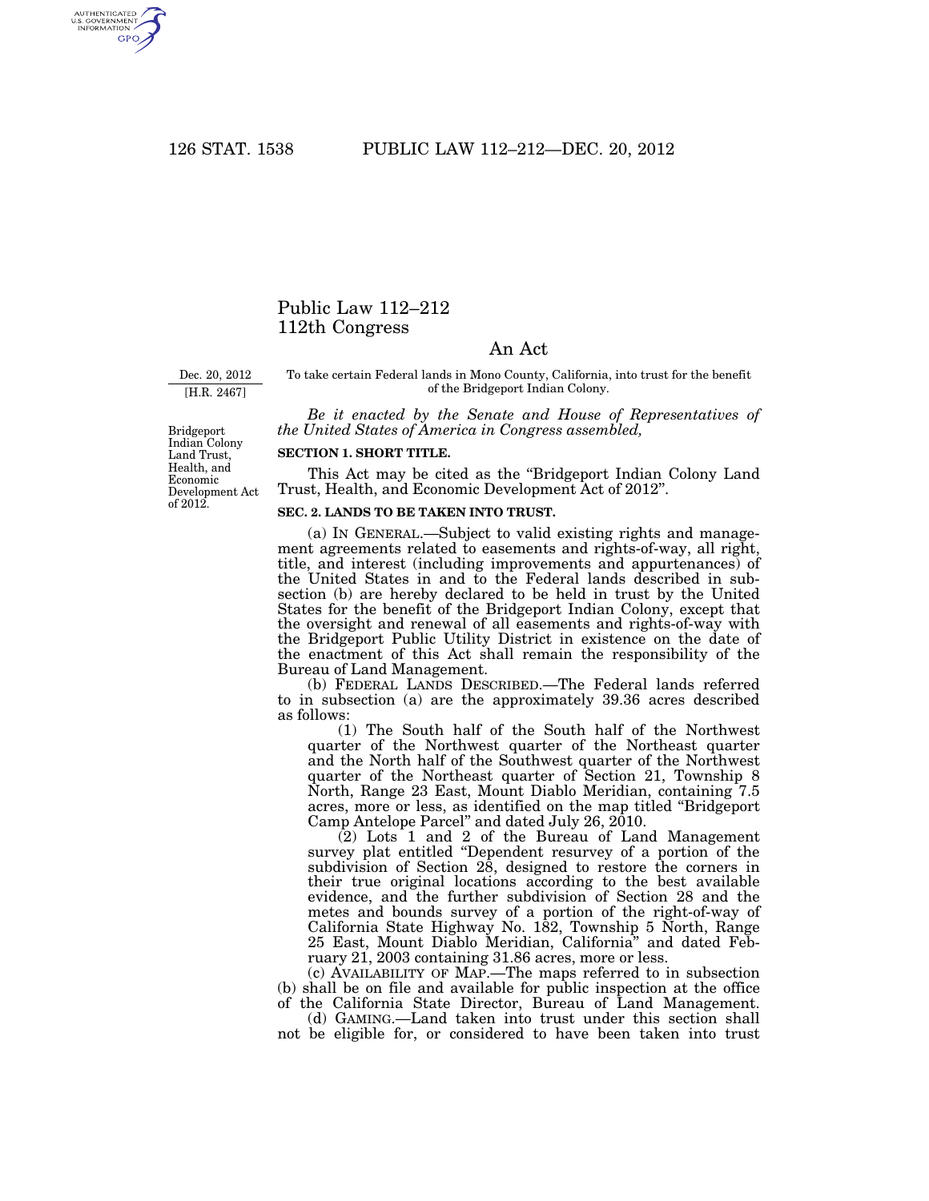# Public Law 112–212
# 112th Congress

## An Act

Dec. 20, 2012
[H.R. 2467]

To take certain Federal lands in Mono County, California, into trust for the benefit of the Bridgeport Indian Colony.

Bridgeport Indian Colony Land Trust, Health, and Economic Development Act of 2012.

*Be it enacted by the Senate and House of Representatives of the United States of America in Congress assembled,*

**SECTION 1. SHORT TITLE.**

This Act may be cited as the "Bridgeport Indian Colony Land Trust, Health, and Economic Development Act of 2012".

**SEC. 2. LANDS TO BE TAKEN INTO TRUST.**

(a) IN GENERAL.—Subject to valid existing rights and management agreements related to easements and rights-of-way, all right, title, and interest (including improvements and appurtenances) of the United States in and to the Federal lands described in subsection (b) are hereby declared to be held in trust by the United States for the benefit of the Bridgeport Indian Colony, except that the oversight and renewal of all easements and rights-of-way with the Bridgeport Public Utility District in existence on the date of the enactment of this Act shall remain the responsibility of the Bureau of Land Management.

(b) FEDERAL LANDS DESCRIBED.—The Federal lands referred to in subsection (a) are the approximately 39.36 acres described as follows:

(1) The South half of the South half of the Northwest quarter of the Northwest quarter of the Northeast quarter and the North half of the Southwest quarter of the Northwest quarter of the Northeast quarter of Section 21, Township 8 North, Range 23 East, Mount Diablo Meridian, containing 7.5 acres, more or less, as identified on the map titled "Bridgeport Camp Antelope Parcel" and dated July 26, 2010.

(2) Lots 1 and 2 of the Bureau of Land Management survey plat entitled "Dependent resurvey of a portion of the subdivision of Section 28, designed to restore the corners in their true original locations according to the best available evidence, and the further subdivision of Section 28 and the metes and bounds survey of a portion of the right-of-way of California State Highway No. 182, Township 5 North, Range 25 East, Mount Diablo Meridian, California" and dated February 21, 2003 containing 31.86 acres, more or less.

(c) AVAILABILITY OF MAP.—The maps referred to in subsection (b) shall be on file and available for public inspection at the office of the California State Director, Bureau of Land Management.

(d) GAMING.—Land taken into trust under this section shall not be eligible for, or considered to have been taken into trust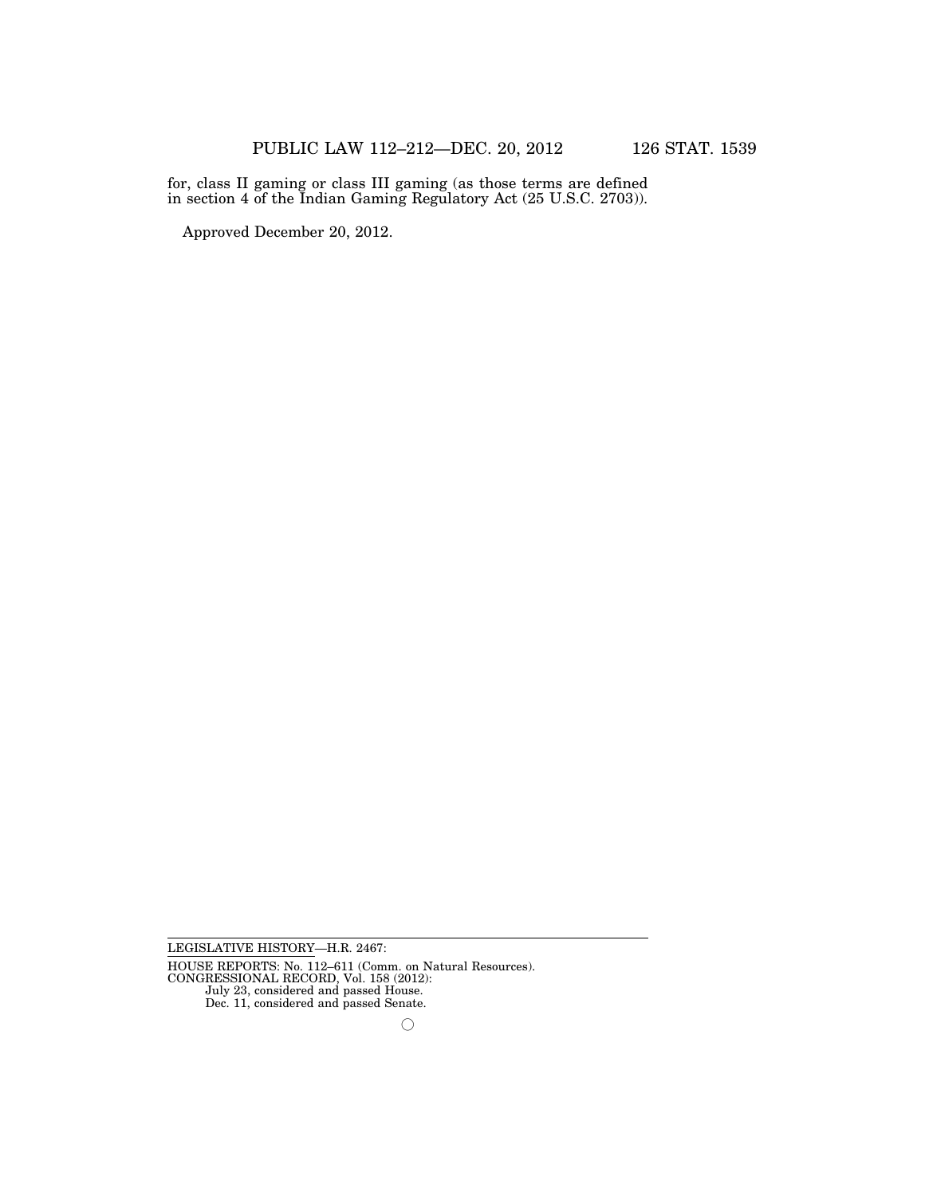for, class II gaming or class III gaming (as those terms are defined in section 4 of the Indian Gaming Regulatory Act (25 U.S.C. 2703)).

Approved December 20, 2012.

---

LEGISLATIVE HISTORY—H.R. 2467:

HOUSE REPORTS: No. 112–611 (Comm. on Natural Resources).
CONGRESSIONAL RECORD, Vol. 158 (2012):
July 23, considered and passed House.
Dec. 11, considered and passed Senate.